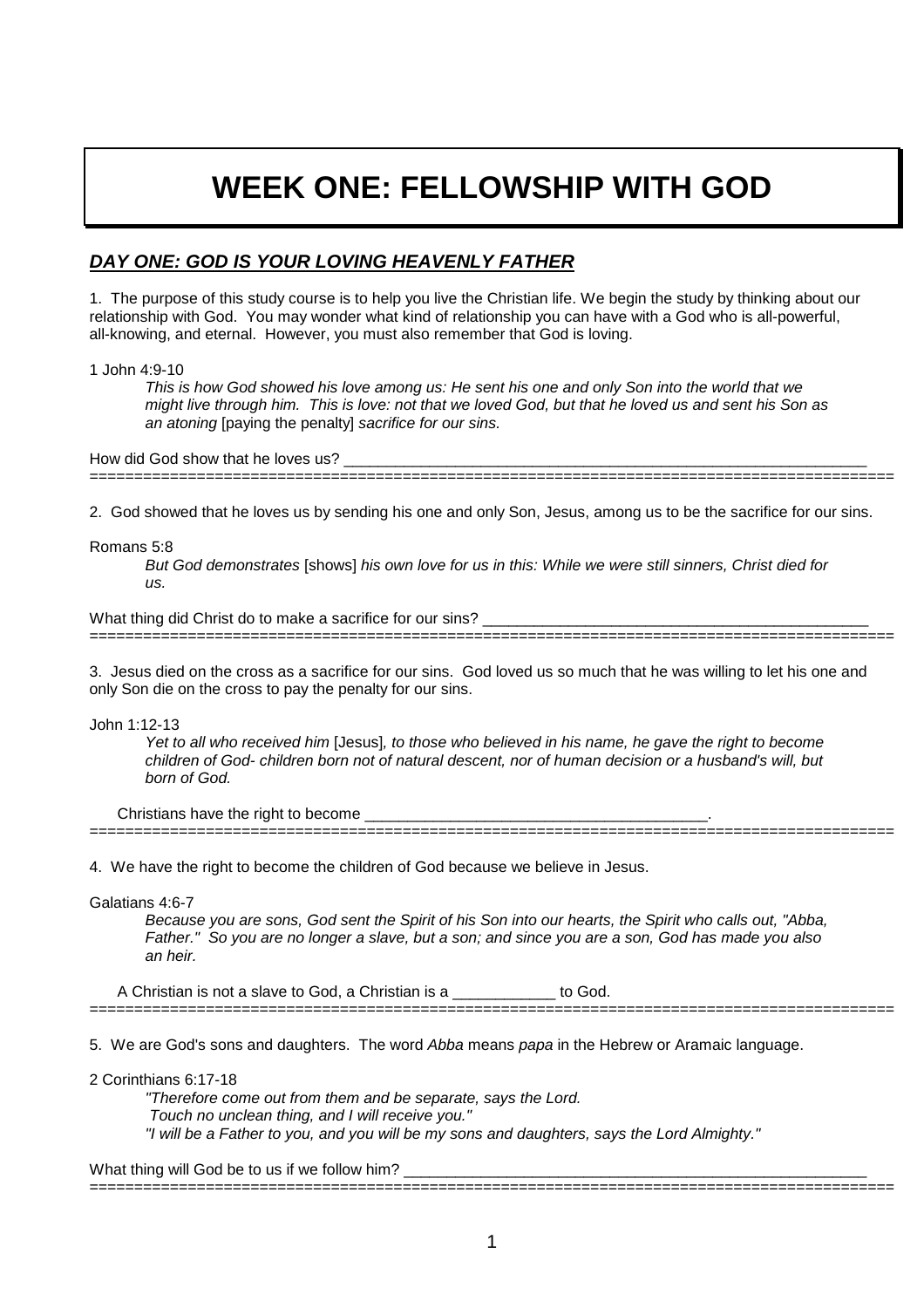# WEEK ONE: FELLOWSHIP WITH GOD

## ***DAY ONE: GOD IS YOUR LOVING HEAVENLY FATHER***

1. The purpose of this study course is to help you live the Christian life. We begin the study by thinking about our relationship with God. You may wonder what kind of relationship you can have with a God who is all-powerful, all-knowing, and eternal. However, you must also remember that God is loving.

1 John 4:9-10

> *This is how God showed his love among us: He sent his one and only Son into the world that we might live through him. This is love: not that we loved God, but that he loved us and sent his Son as an atoning* [paying the penalty] *sacrifice for our sins.*

How did God show that he loves us? _______________________________________________________________

==========================================================================================

2. God showed that he loves us by sending his one and only Son, Jesus, among us to be the sacrifice for our sins.

Romans 5:8

> *But God demonstrates* [shows] *his own love for us in this: While we were still sinners, Christ died for us.*

What thing did Christ do to make a sacrifice for our sins? _______________________________________________

==========================================================================================

3. Jesus died on the cross as a sacrifice for our sins. God loved us so much that he was willing to let his one and only Son die on the cross to pay the penalty for our sins.

John 1:12-13

> *Yet to all who received him* [Jesus]*, to those who believed in his name, he gave the right to become children of God- children born not of natural descent, nor of human decision or a husband's will, but born of God.*

Christians have the right to become __________________________________________.

==========================================================================================

4. We have the right to become the children of God because we believe in Jesus.

Galatians 4:6-7

> *Because you are sons, God sent the Spirit of his Son into our hearts, the Spirit who calls out, "Abba, Father." So you are no longer a slave, but a son; and since you are a son, God has made you also an heir.*

A Christian is not a slave to God, a Christian is a ____________ to God.

==========================================================================================

5. We are God's sons and daughters. The word *Abba* means *papa* in the Hebrew or Aramaic language.

2 Corinthians 6:17-18

> *"Therefore come out from them and be separate, says the Lord.*
> *Touch no unclean thing, and I will receive you."*
> *"I will be a Father to you, and you will be my sons and daughters, says the Lord Almighty."*

What thing will God be to us if we follow him? __________________________________________________________

==========================================================================================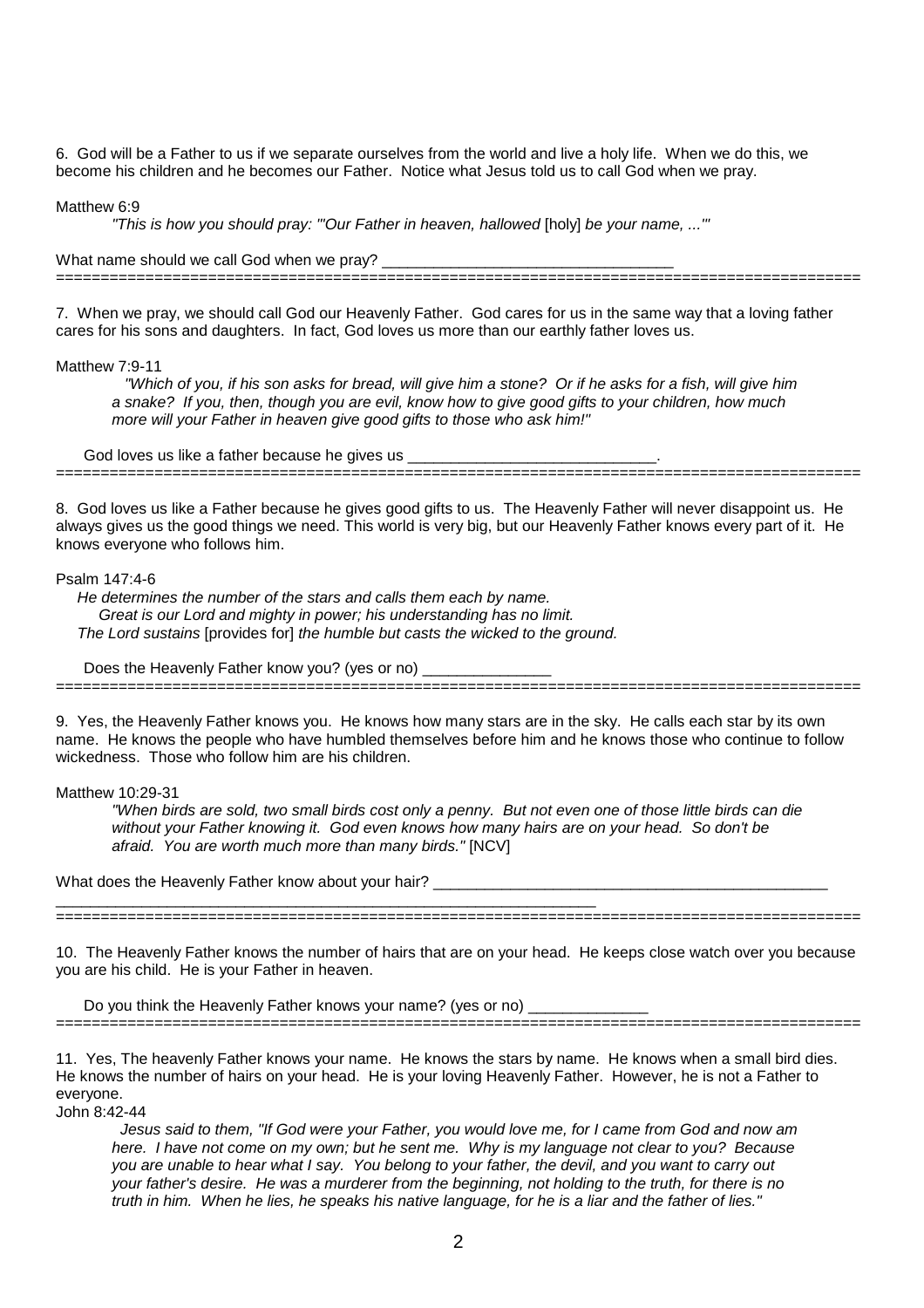6. God will be a Father to us if we separate ourselves from the world and live a holy life. When we do this, we become his children and he becomes our Father. Notice what Jesus told us to call God when we pray.

Matthew 6:9

> *"This is how you should pray: "'Our Father in heaven, hallowed* [holy] *be your name, ...'"*

What name should we call God when we pray? ________________________________

---

7. When we pray, we should call God our Heavenly Father. God cares for us in the same way that a loving father cares for his sons and daughters. In fact, God loves us more than our earthly father loves us.

Matthew 7:9-11

> *"Which of you, if his son asks for bread, will give him a stone? Or if he asks for a fish, will give him a snake? If you, then, though you are evil, know how to give good gifts to your children, how much more will your Father in heaven give good gifts to those who ask him!"*

God loves us like a father because he gives us ____________________________.

---

8. God loves us like a Father because he gives good gifts to us. The Heavenly Father will never disappoint us. He always gives us the good things we need. This world is very big, but our Heavenly Father knows every part of it. He knows everyone who follows him.

Psalm 147:4-6

> *He determines the number of the stars and calls them each by name.*
> *Great is our Lord and mighty in power; his understanding has no limit.*
> *The Lord sustains* [provides for] *the humble but casts the wicked to the ground.*

Does the Heavenly Father know you? (yes or no) _______________

---

9. Yes, the Heavenly Father knows you. He knows how many stars are in the sky. He calls each star by its own name. He knows the people who have humbled themselves before him and he knows those who continue to follow wickedness. Those who follow him are his children.

Matthew 10:29-31

> *"When birds are sold, two small birds cost only a penny. But not even one of those little birds can die without your Father knowing it. God even knows how many hairs are on your head. So don't be afraid. You are worth much more than many birds."* [NCV]

What does the Heavenly Father know about your hair? _____________________________________________
_______________________________________________________________

---

10. The Heavenly Father knows the number of hairs that are on your head. He keeps close watch over you because you are his child. He is your Father in heaven.

Do you think the Heavenly Father knows your name? (yes or no) ______________

---

11. Yes, The heavenly Father knows your name. He knows the stars by name. He knows when a small bird dies. He knows the number of hairs on your head. He is your loving Heavenly Father. However, he is not a Father to everyone.

John 8:42-44

> *Jesus said to them, "If God were your Father, you would love me, for I came from God and now am here. I have not come on my own; but he sent me. Why is my language not clear to you? Because you are unable to hear what I say. You belong to your father, the devil, and you want to carry out your father's desire. He was a murderer from the beginning, not holding to the truth, for there is no truth in him. When he lies, he speaks his native language, for he is a liar and the father of lies."*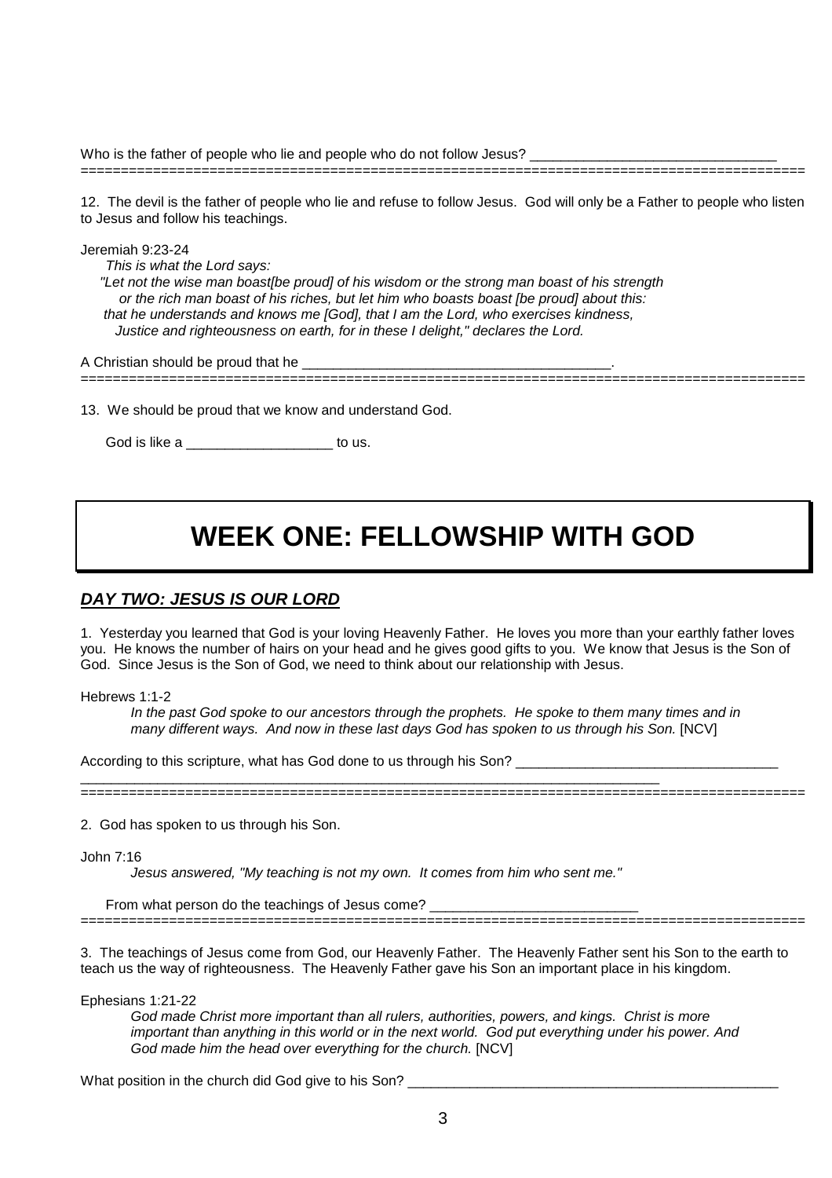Who is the father of people who lie and people who do not follow Jesus? ________________________________

==========================================================================================

12. The devil is the father of people who lie and refuse to follow Jesus. God will only be a Father to people who listen to Jesus and follow his teachings.

Jeremiah 9:23-24

*This is what the Lord says:*
*"Let not the wise man boast[be proud] of his wisdom or the strong man boast of his strength*
*or the rich man boast of his riches, but let him who boasts boast [be proud] about this:*
*that he understands and knows me [God], that I am the Lord, who exercises kindness,*
*Justice and righteousness on earth, for in these I delight," declares the Lord.*

A Christian should be proud that he __________________________________________.

==========================================================================================

13. We should be proud that we know and understand God.

God is like a ___________________ to us.

# WEEK ONE: FELLOWSHIP WITH GOD

## ***DAY TWO: JESUS IS OUR LORD***

1. Yesterday you learned that God is your loving Heavenly Father. He loves you more than your earthly father loves you. He knows the number of hairs on your head and he gives good gifts to you. We know that Jesus is the Son of God. Since Jesus is the Son of God, we need to think about our relationship with Jesus.

Hebrews 1:1-2

*In the past God spoke to our ancestors through the prophets. He spoke to them many times and in many different ways. And now in these last days God has spoken to us through his Son.* [NCV]

According to this scripture, what has God done to us through his Son? ___________________________________
___________________________________________________________________________

==========================================================================================

2. God has spoken to us through his Son.

John 7:16

*Jesus answered, "My teaching is not my own. It comes from him who sent me."*

From what person do the teachings of Jesus come? ___________________________

==========================================================================================

3. The teachings of Jesus come from God, our Heavenly Father. The Heavenly Father sent his Son to the earth to teach us the way of righteousness. The Heavenly Father gave his Son an important place in his kingdom.

Ephesians 1:21-22

*God made Christ more important than all rulers, authorities, powers, and kings. Christ is more important than anything in this world or in the next world. God put everything under his power. And God made him the head over everything for the church.* [NCV]

What position in the church did God give to his Son? ___________________________________________________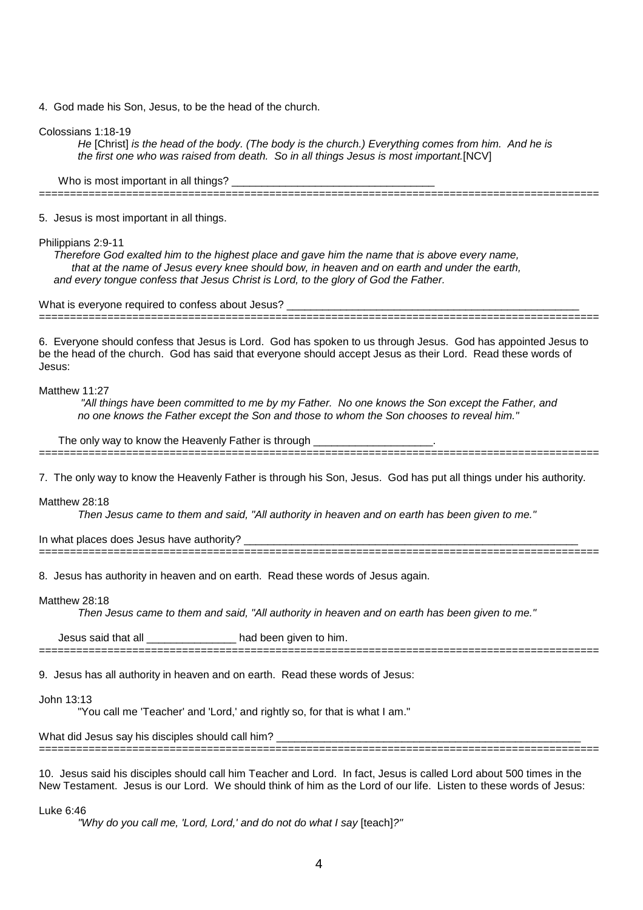4. God made his Son, Jesus, to be the head of the church.

Colossians 1:18-19

> *He* [Christ] *is the head of the body. (The body is the church.) Everything comes from him. And he is the first one who was raised from death. So in all things Jesus is most important.*[NCV]

Who is most important in all things? __________________________________

==========================================================================================

5. Jesus is most important in all things.

Philippians 2:9-11

> *Therefore God exalted him to the highest place and gave him the name that is above every name, that at the name of Jesus every knee should bow, in heaven and on earth and under the earth, and every tongue confess that Jesus Christ is Lord, to the glory of God the Father.*

What is everyone required to confess about Jesus? ____________________________________________________

==========================================================================================

6. Everyone should confess that Jesus is Lord. God has spoken to us through Jesus. God has appointed Jesus to be the head of the church. God has said that everyone should accept Jesus as their Lord. Read these words of Jesus:

Matthew 11:27

> *"All things have been committed to me by my Father. No one knows the Son except the Father, and no one knows the Father except the Son and those to whom the Son chooses to reveal him."*

The only way to know the Heavenly Father is through ____________________.

==========================================================================================

7. The only way to know the Heavenly Father is through his Son, Jesus. God has put all things under his authority.

Matthew 28:18

> *Then Jesus came to them and said, "All authority in heaven and on earth has been given to me."*

In what places does Jesus have authority? __________________________________________________________

==========================================================================================

8. Jesus has authority in heaven and on earth. Read these words of Jesus again.

Matthew 28:18

> *Then Jesus came to them and said, "All authority in heaven and on earth has been given to me."*

Jesus said that all _______________ had been given to him.

==========================================================================================

9. Jesus has all authority in heaven and on earth. Read these words of Jesus:

John 13:13

> "You call me 'Teacher' and 'Lord,' and rightly so, for that is what I am."

What did Jesus say his disciples should call him? _____________________________________________________

==========================================================================================

10. Jesus said his disciples should call him Teacher and Lord. In fact, Jesus is called Lord about 500 times in the New Testament. Jesus is our Lord. We should think of him as the Lord of our life. Listen to these words of Jesus:

Luke 6:46

> *"Why do you call me, 'Lord, Lord,' and do not do what I say* [teach]*?"*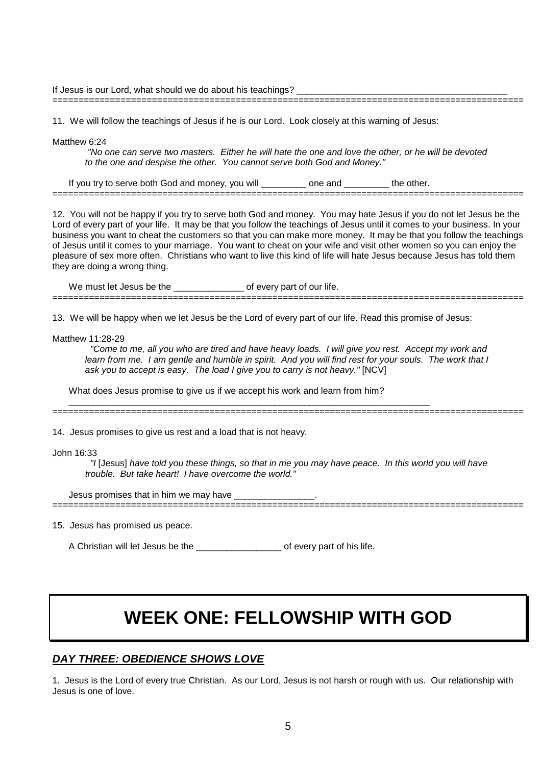If Jesus is our Lord, what should we do about his teachings? ___________________________________________

---

11. We will follow the teachings of Jesus if he is our Lord. Look closely at this warning of Jesus:

Matthew 6:24

> *"No one can serve two masters. Either he will hate the one and love the other, or he will be devoted to the one and despise the other. You cannot serve both God and Money."*

If you try to serve both God and money, you will _________ one and _________ the other.

---

12. You will not be happy if you try to serve both God and money. You may hate Jesus if you do not let Jesus be the Lord of every part of your life. It may be that you follow the teachings of Jesus until it comes to your business. In your business you want to cheat the customers so that you can make more money. It may be that you follow the teachings of Jesus until it comes to your marriage. You want to cheat on your wife and visit other women so you can enjoy the pleasure of sex more often. Christians who want to live this kind of life will hate Jesus because Jesus has told them they are doing a wrong thing.

We must let Jesus be the ______________ of every part of our life.

---

13. We will be happy when we let Jesus be the Lord of every part of our life. Read this promise of Jesus:

Matthew 11:28-29

> *"Come to me, all you who are tired and have heavy loads. I will give you rest. Accept my work and learn from me. I am gentle and humble in spirit. And you will find rest for your souls. The work that I ask you to accept is easy. The load I give you to carry is not heavy."* [NCV]

What does Jesus promise to give us if we accept his work and learn from him?
___________________________________________________________________________

---

14. Jesus promises to give us rest and a load that is not heavy.

John 16:33

> *"I* [Jesus] *have told you these things, so that in me you may have peace. In this world you will have trouble. But take heart! I have overcome the world."*

Jesus promises that in him we may have ________________.

---

15. Jesus has promised us peace.

A Christian will let Jesus be the _________________ of every part of his life.

# WEEK ONE: FELLOWSHIP WITH GOD

## ***DAY THREE: OBEDIENCE SHOWS LOVE***

1. Jesus is the Lord of every true Christian. As our Lord, Jesus is not harsh or rough with us. Our relationship with Jesus is one of love.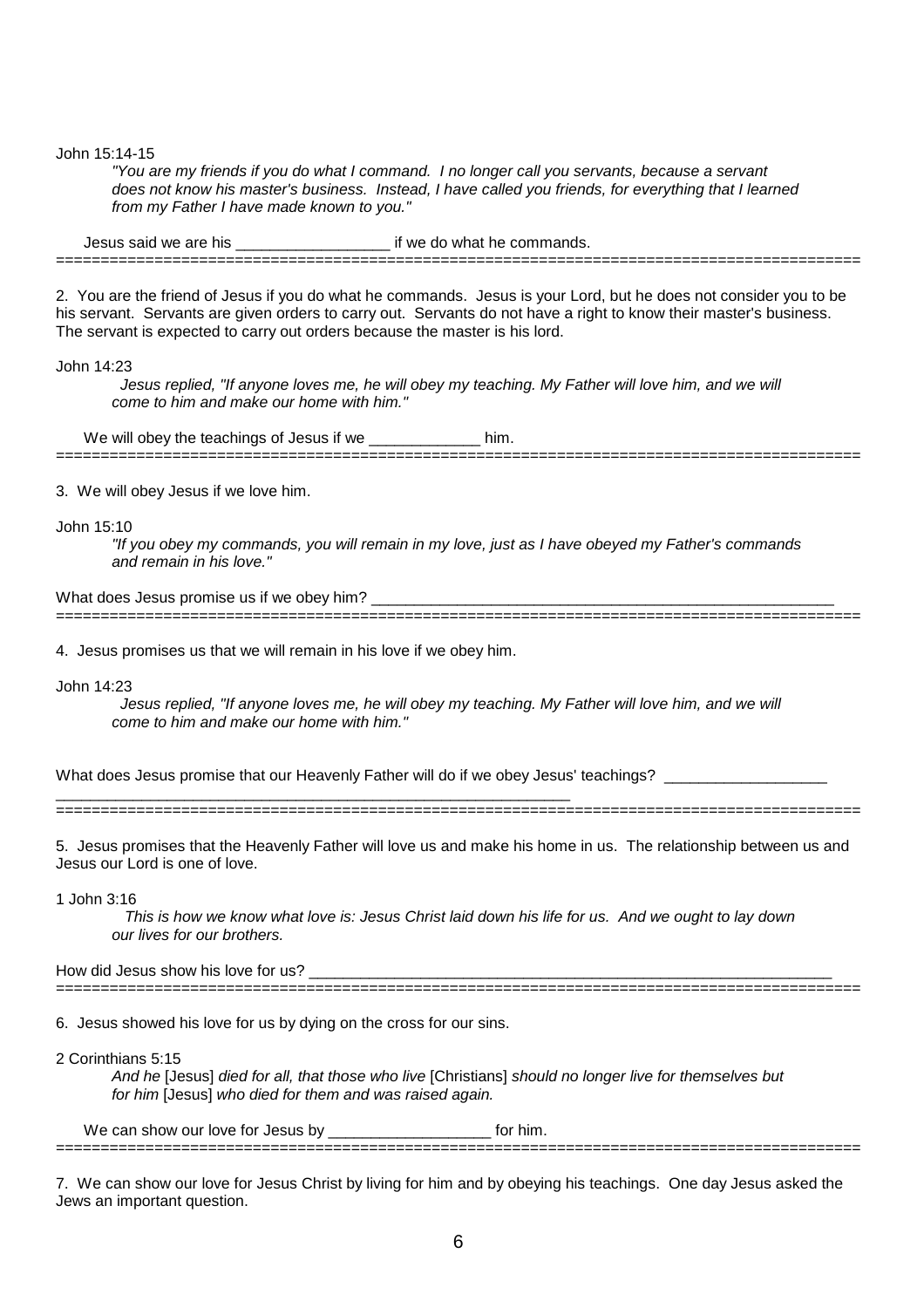John 15:14-15

> *"You are my friends if you do what I command. I no longer call you servants, because a servant does not know his master's business. Instead, I have called you friends, for everything that I learned from my Father I have made known to you."*

Jesus said we are his __________________ if we do what he commands.

---

2. You are the friend of Jesus if you do what he commands. Jesus is your Lord, but he does not consider you to be his servant. Servants are given orders to carry out. Servants do not have a right to know their master's business. The servant is expected to carry out orders because the master is his lord.

John 14:23

> *Jesus replied, "If anyone loves me, he will obey my teaching. My Father will love him, and we will come to him and make our home with him."*

We will obey the teachings of Jesus if we _____________ him.

---

3. We will obey Jesus if we love him.

John 15:10

> *"If you obey my commands, you will remain in my love, just as I have obeyed my Father's commands and remain in his love."*

What does Jesus promise us if we obey him? ________________________________________________________

---

4. Jesus promises us that we will remain in his love if we obey him.

John 14:23

> *Jesus replied, "If anyone loves me, he will obey my teaching. My Father will love him, and we will come to him and make our home with him."*

What does Jesus promise that our Heavenly Father will do if we obey Jesus' teachings? ___________________ ______________________________________________________________

---

5. Jesus promises that the Heavenly Father will love us and make his home in us. The relationship between us and Jesus our Lord is one of love.

1 John 3:16

> *This is how we know what love is: Jesus Christ laid down his life for us. And we ought to lay down our lives for our brothers.*

How did Jesus show his love for us? ________________________________________________________________

---

6. Jesus showed his love for us by dying on the cross for our sins.

2 Corinthians 5:15

> *And he* [Jesus] *died for all, that those who live* [Christians] *should no longer live for themselves but for him* [Jesus] *who died for them and was raised again.*

We can show our love for Jesus by ___________________ for him.

---

7. We can show our love for Jesus Christ by living for him and by obeying his teachings. One day Jesus asked the Jews an important question.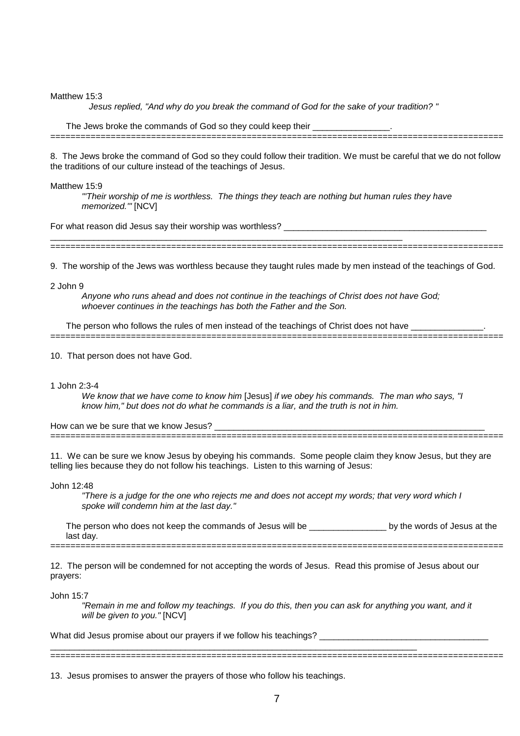Matthew 15:3

*Jesus replied, "And why do you break the command of God for the sake of your tradition? "*

The Jews broke the commands of God so they could keep their ________________.

==========================================================================================

8. The Jews broke the command of God so they could follow their tradition. We must be careful that we do not follow the traditions of our culture instead of the teachings of Jesus.

Matthew 15:9

*"'Their worship of me is worthless. The things they teach are nothing but human rules they have memorized.'"* [NCV]

For what reason did Jesus say their worship was worthless? ___________________________________________
___________________________________________________________________________

==========================================================================================

9. The worship of the Jews was worthless because they taught rules made by men instead of the teachings of God.

2 John 9

*Anyone who runs ahead and does not continue in the teachings of Christ does not have God; whoever continues in the teachings has both the Father and the Son.*

The person who follows the rules of men instead of the teachings of Christ does not have _______________.

==========================================================================================

10. That person does not have God.

1 John 2:3-4

*We know that we have come to know him* [Jesus] *if we obey his commands. The man who says, "I know him," but does not do what he commands is a liar, and the truth is not in him.*

How can we be sure that we know Jesus? _________________________________________________________

==========================================================================================

11. We can be sure we know Jesus by obeying his commands. Some people claim they know Jesus, but they are telling lies because they do not follow his teachings. Listen to this warning of Jesus:

John 12:48

*"There is a judge for the one who rejects me and does not accept my words; that very word which I spoke will condemn him at the last day."*

The person who does not keep the commands of Jesus will be ________________ by the words of Jesus at the last day.

==========================================================================================

12. The person will be condemned for not accepting the words of Jesus. Read this promise of Jesus about our prayers:

John 15:7

*"Remain in me and follow my teachings. If you do this, then you can ask for anything you want, and it will be given to you."* [NCV]

What did Jesus promise about our prayers if we follow his teachings? ___________________________________
___________________________________________________________________________

==========================================================================================

13. Jesus promises to answer the prayers of those who follow his teachings.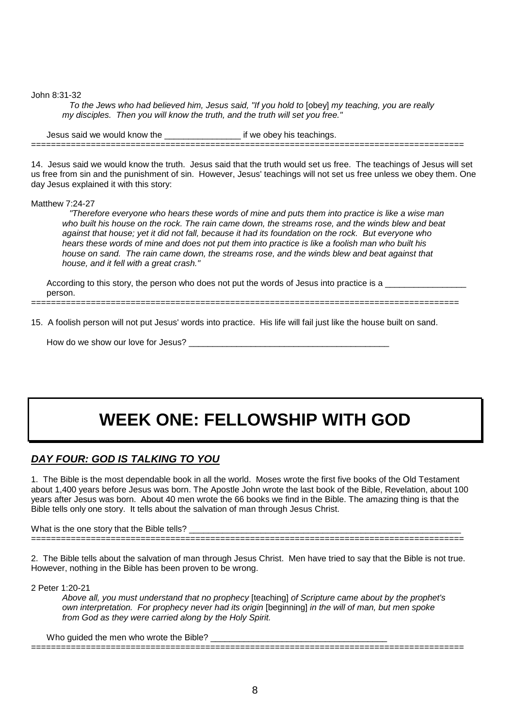John 8:31-32

> *To the Jews who had believed him, Jesus said, "If you hold to* [obey] *my teaching, you are really my disciples. Then you will know the truth, and the truth will set you free."*

Jesus said we would know the ________________ if we obey his teachings.

=====================================================================================

14. Jesus said we would know the truth. Jesus said that the truth would set us free. The teachings of Jesus will set us free from sin and the punishment of sin. However, Jesus' teachings will not set us free unless we obey them. One day Jesus explained it with this story:

Matthew 7:24-27

> *"Therefore everyone who hears these words of mine and puts them into practice is like a wise man who built his house on the rock. The rain came down, the streams rose, and the winds blew and beat against that house; yet it did not fall, because it had its foundation on the rock. But everyone who hears these words of mine and does not put them into practice is like a foolish man who built his house on sand. The rain came down, the streams rose, and the winds blew and beat against that house, and it fell with a great crash."*

According to this story, the person who does not put the words of Jesus into practice is a _________________ person.

=====================================================================================

15. A foolish person will not put Jesus' words into practice. His life will fail just like the house built on sand.

How do we show our love for Jesus? ___________________________________________

# WEEK ONE: FELLOWSHIP WITH GOD

## ***DAY FOUR: GOD IS TALKING TO YOU***

1. The Bible is the most dependable book in all the world. Moses wrote the first five books of the Old Testament about 1,400 years before Jesus was born. The Apostle John wrote the last book of the Bible, Revelation, about 100 years after Jesus was born. About 40 men wrote the 66 books we find in the Bible. The amazing thing is that the Bible tells only one story. It tells about the salvation of man through Jesus Christ.

What is the one story that the Bible tells? ____________________________________________________________

=====================================================================================

2. The Bible tells about the salvation of man through Jesus Christ. Men have tried to say that the Bible is not true. However, nothing in the Bible has been proven to be wrong.

2 Peter 1:20-21

> *Above all, you must understand that no prophecy* [teaching] *of Scripture came about by the prophet's own interpretation. For prophecy never had its origin* [beginning] *in the will of man, but men spoke from God as they were carried along by the Holy Spirit.*

Who guided the men who wrote the Bible? _____________________________________

=====================================================================================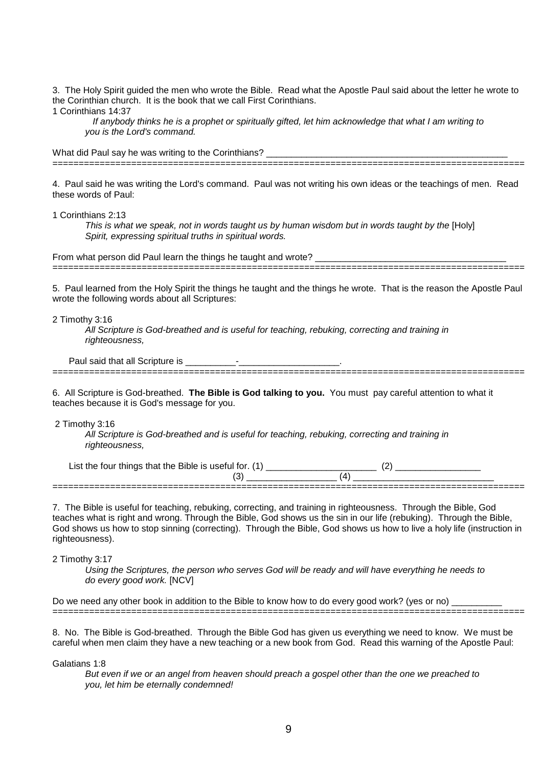3. The Holy Spirit guided the men who wrote the Bible. Read what the Apostle Paul said about the letter he wrote to the Corinthian church. It is the book that we call First Corinthians.

1 Corinthians 14:37

> *If anybody thinks he is a prophet or spiritually gifted, let him acknowledge that what I am writing to you is the Lord's command.*

What did Paul say he was writing to the Corinthians? ________________________________________________

==========================================================================================

4. Paul said he was writing the Lord's command. Paul was not writing his own ideas or the teachings of men. Read these words of Paul:

1 Corinthians 2:13

> *This is what we speak, not in words taught us by human wisdom but in words taught by the* [Holy] *Spirit, expressing spiritual truths in spiritual words.*

From what person did Paul learn the things he taught and wrote? ______________________________________

==========================================================================================

5. Paul learned from the Holy Spirit the things he taught and the things he wrote. That is the reason the Apostle Paul wrote the following words about all Scriptures:

2 Timothy 3:16

> *All Scripture is God-breathed and is useful for teaching, rebuking, correcting and training in righteousness,*

Paul said that all Scripture is __________-____________________.

==========================================================================================

6. All Scripture is God-breathed. **The Bible is God talking to you.** You must pay careful attention to what it teaches because it is God's message for you.

2 Timothy 3:16

> *All Scripture is God-breathed and is useful for teaching, rebuking, correcting and training in righteousness,*

List the four things that the Bible is useful for. (1) ______________________ (2) _________________
(3) __________________ (4) ____________________________

==========================================================================================

7. The Bible is useful for teaching, rebuking, correcting, and training in righteousness. Through the Bible, God teaches what is right and wrong. Through the Bible, God shows us the sin in our life (rebuking). Through the Bible, God shows us how to stop sinning (correcting). Through the Bible, God shows us how to live a holy life (instruction in righteousness).

2 Timothy 3:17

> *Using the Scriptures, the person who serves God will be ready and will have everything he needs to do every good work.* [NCV]

Do we need any other book in addition to the Bible to know how to do every good work? (yes or no) __________

==========================================================================================

8. No. The Bible is God-breathed. Through the Bible God has given us everything we need to know. We must be careful when men claim they have a new teaching or a new book from God. Read this warning of the Apostle Paul:

Galatians 1:8

> *But even if we or an angel from heaven should preach a gospel other than the one we preached to you, let him be eternally condemned!*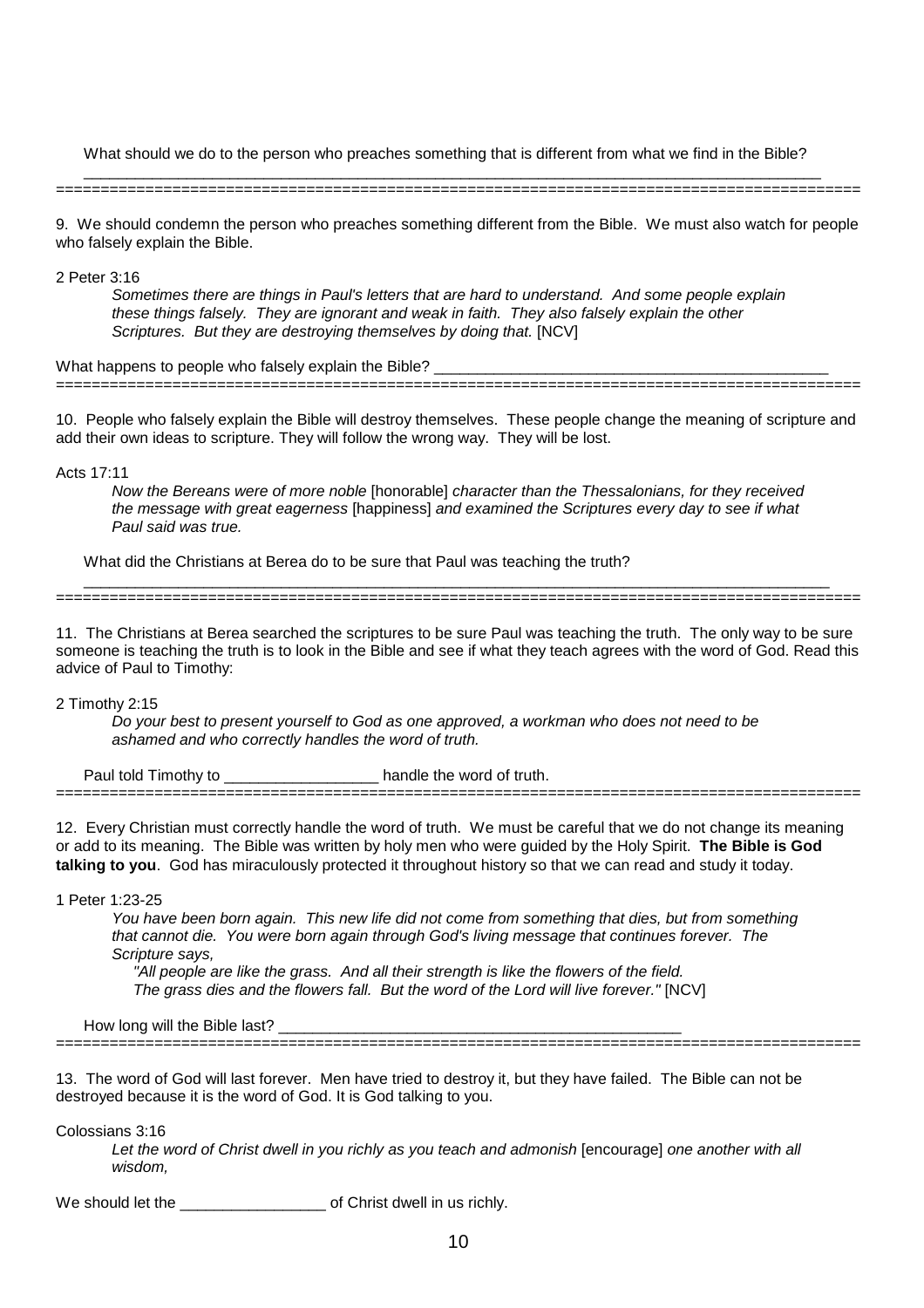What should we do to the person who preaches something that is different from what we find in the Bible?

_______________________________________________________________________________________

---

9. We should condemn the person who preaches something different from the Bible. We must also watch for people who falsely explain the Bible.

2 Peter 3:16

> *Sometimes there are things in Paul's letters that are hard to understand. And some people explain these things falsely. They are ignorant and weak in faith. They also falsely explain the other Scriptures. But they are destroying themselves by doing that.* [NCV]

What happens to people who falsely explain the Bible? _______________________________________________

---

10. People who falsely explain the Bible will destroy themselves. These people change the meaning of scripture and add their own ideas to scripture. They will follow the wrong way. They will be lost.

Acts 17:11

> *Now the Bereans were of more noble* [honorable] *character than the Thessalonians, for they received the message with great eagerness* [happiness] *and examined the Scriptures every day to see if what Paul said was true.*

What did the Christians at Berea do to be sure that Paul was teaching the truth?

_______________________________________________________________________________________

---

11. The Christians at Berea searched the scriptures to be sure Paul was teaching the truth. The only way to be sure someone is teaching the truth is to look in the Bible and see if what they teach agrees with the word of God. Read this advice of Paul to Timothy:

2 Timothy 2:15

> *Do your best to present yourself to God as one approved, a workman who does not need to be ashamed and who correctly handles the word of truth.*

Paul told Timothy to __________________ handle the word of truth.

---

12. Every Christian must correctly handle the word of truth. We must be careful that we do not change its meaning or add to its meaning. The Bible was written by holy men who were guided by the Holy Spirit. **The Bible is God talking to you**. God has miraculously protected it throughout history so that we can read and study it today.

1 Peter 1:23-25

> *You have been born again. This new life did not come from something that dies, but from something that cannot die. You were born again through God's living message that continues forever. The Scripture says,*
>
> *"All people are like the grass. And all their strength is like the flowers of the field. The grass dies and the flowers fall. But the word of the Lord will live forever."* [NCV]

How long will the Bible last? ________________________________________________

---

13. The word of God will last forever. Men have tried to destroy it, but they have failed. The Bible can not be destroyed because it is the word of God. It is God talking to you.

Colossians 3:16

> *Let the word of Christ dwell in you richly as you teach and admonish* [encourage] *one another with all wisdom,*

We should let the _________________ of Christ dwell in us richly.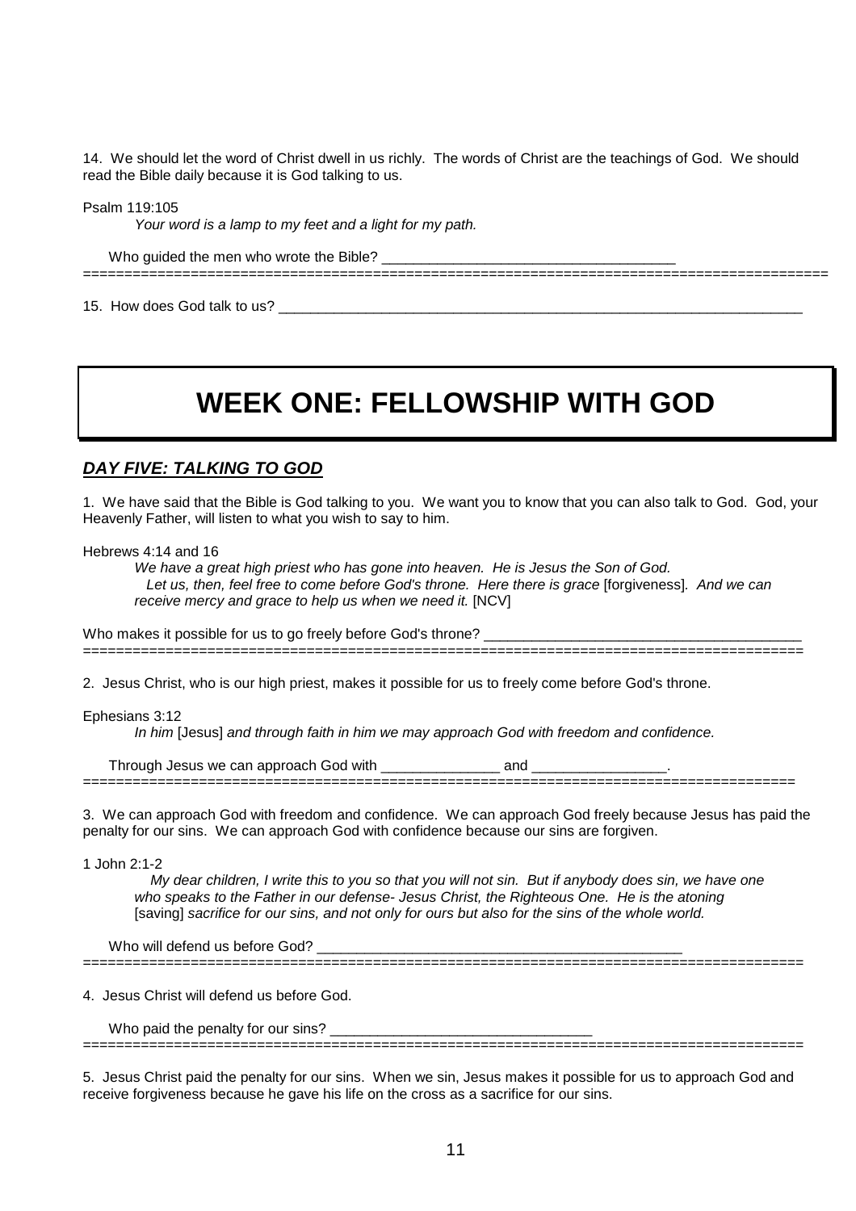14. We should let the word of Christ dwell in us richly. The words of Christ are the teachings of God. We should read the Bible daily because it is God talking to us.

Psalm 119:105

> *Your word is a lamp to my feet and a light for my path.*

Who guided the men who wrote the Bible? ______________________________________

==========================================================================================

15. How does God talk to us? ______________________________________________________________________

# WEEK ONE: FELLOWSHIP WITH GOD

## ***DAY FIVE: TALKING TO GOD***

1. We have said that the Bible is God talking to you. We want you to know that you can also talk to God. God, your Heavenly Father, will listen to what you wish to say to him.

Hebrews 4:14 and 16

> *We have a great high priest who has gone into heaven. He is Jesus the Son of God.*
> *Let us, then, feel free to come before God's throne. Here there is grace* [forgiveness]*. And we can receive mercy and grace to help us when we need it.* [NCV]

Who makes it possible for us to go freely before God's throne? ________________________________________

==========================================================================================

2. Jesus Christ, who is our high priest, makes it possible for us to freely come before God's throne.

Ephesians 3:12

> *In him* [Jesus] *and through faith in him we may approach God with freedom and confidence.*

Through Jesus we can approach God with _______________ and _________________.

==========================================================================================

3. We can approach God with freedom and confidence. We can approach God freely because Jesus has paid the penalty for our sins. We can approach God with confidence because our sins are forgiven.

1 John 2:1-2

> *My dear children, I write this to you so that you will not sin. But if anybody does sin, we have one who speaks to the Father in our defense- Jesus Christ, the Righteous One. He is the atoning* [saving] *sacrifice for our sins, and not only for ours but also for the sins of the whole world.*

Who will defend us before God? _________________________________________________

==========================================================================================

4. Jesus Christ will defend us before God.

Who paid the penalty for our sins? _________________________________

==========================================================================================

5. Jesus Christ paid the penalty for our sins. When we sin, Jesus makes it possible for us to approach God and receive forgiveness because he gave his life on the cross as a sacrifice for our sins.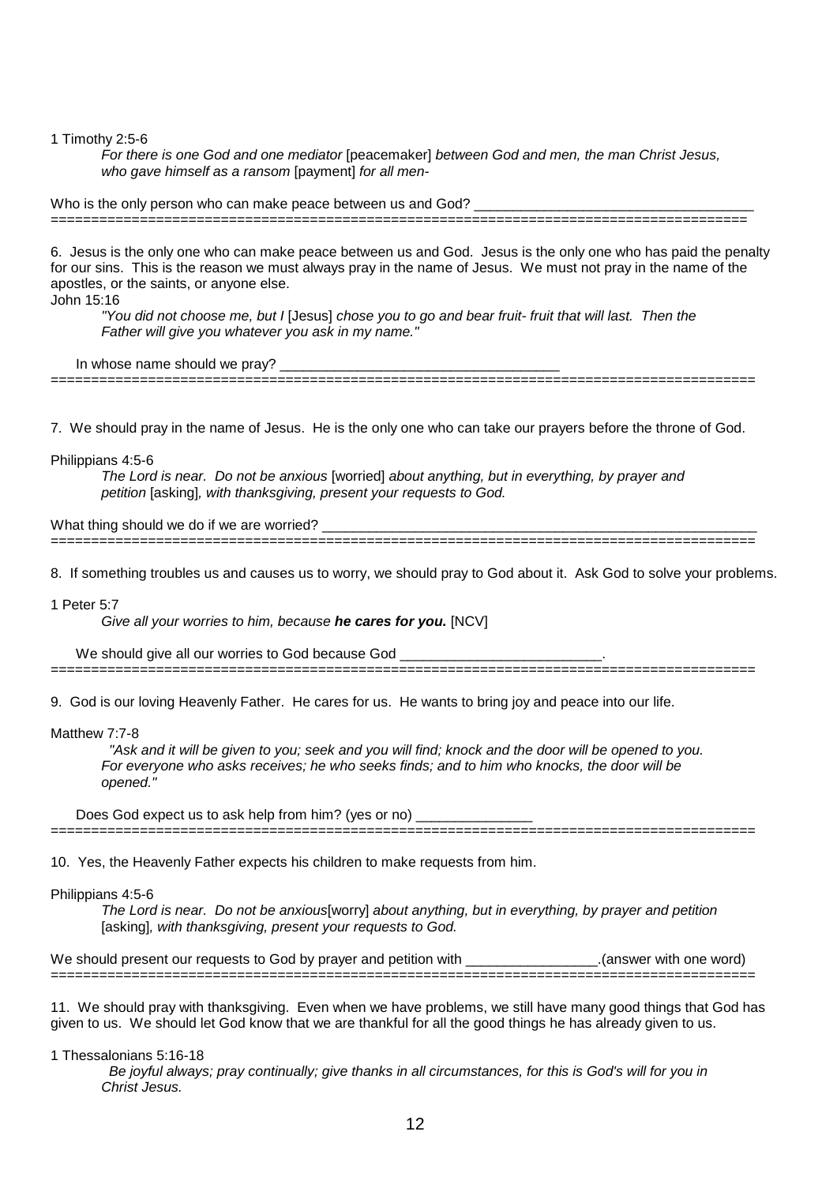1 Timothy 2:5-6

> *For there is one God and one mediator* [peacemaker] *between God and men, the man Christ Jesus, who gave himself as a ransom* [payment] *for all men-*

Who is the only person who can make peace between us and God? ___________________________________

---

6. Jesus is the only one who can make peace between us and God. Jesus is the only one who has paid the penalty for our sins. This is the reason we must always pray in the name of Jesus. We must not pray in the name of the apostles, or the saints, or anyone else.

John 15:16

> *"You did not choose me, but I* [Jesus] *chose you to go and bear fruit- fruit that will last. Then the Father will give you whatever you ask in my name."*

In whose name should we pray? ___________________________________

---

7. We should pray in the name of Jesus. He is the only one who can take our prayers before the throne of God.

Philippians 4:5-6

> *The Lord is near. Do not be anxious* [worried] *about anything, but in everything, by prayer and petition* [asking]*, with thanksgiving, present your requests to God.*

What thing should we do if we are worried? _________________________________________________________

---

8. If something troubles us and causes us to worry, we should pray to God about it. Ask God to solve your problems.

1 Peter 5:7

> *Give all your worries to him, because **he cares for you.*** [NCV]

We should give all our worries to God because God _________________________.

---

9. God is our loving Heavenly Father. He cares for us. He wants to bring joy and peace into our life.

Matthew 7:7-8

> *"Ask and it will be given to you; seek and you will find; knock and the door will be opened to you. For everyone who asks receives; he who seeks finds; and to him who knocks, the door will be opened."*

Does God expect us to ask help from him? (yes or no) _______________

---

10. Yes, the Heavenly Father expects his children to make requests from him.

Philippians 4:5-6

> *The Lord is near. Do not be anxious*[worry] *about anything, but in everything, by prayer and petition* [asking]*, with thanksgiving, present your requests to God.*

We should present our requests to God by prayer and petition with ________________.(answer with one word)

---

11. We should pray with thanksgiving. Even when we have problems, we still have many good things that God has given to us. We should let God know that we are thankful for all the good things he has already given to us.

1 Thessalonians 5:16-18

> *Be joyful always; pray continually; give thanks in all circumstances, for this is God's will for you in Christ Jesus.*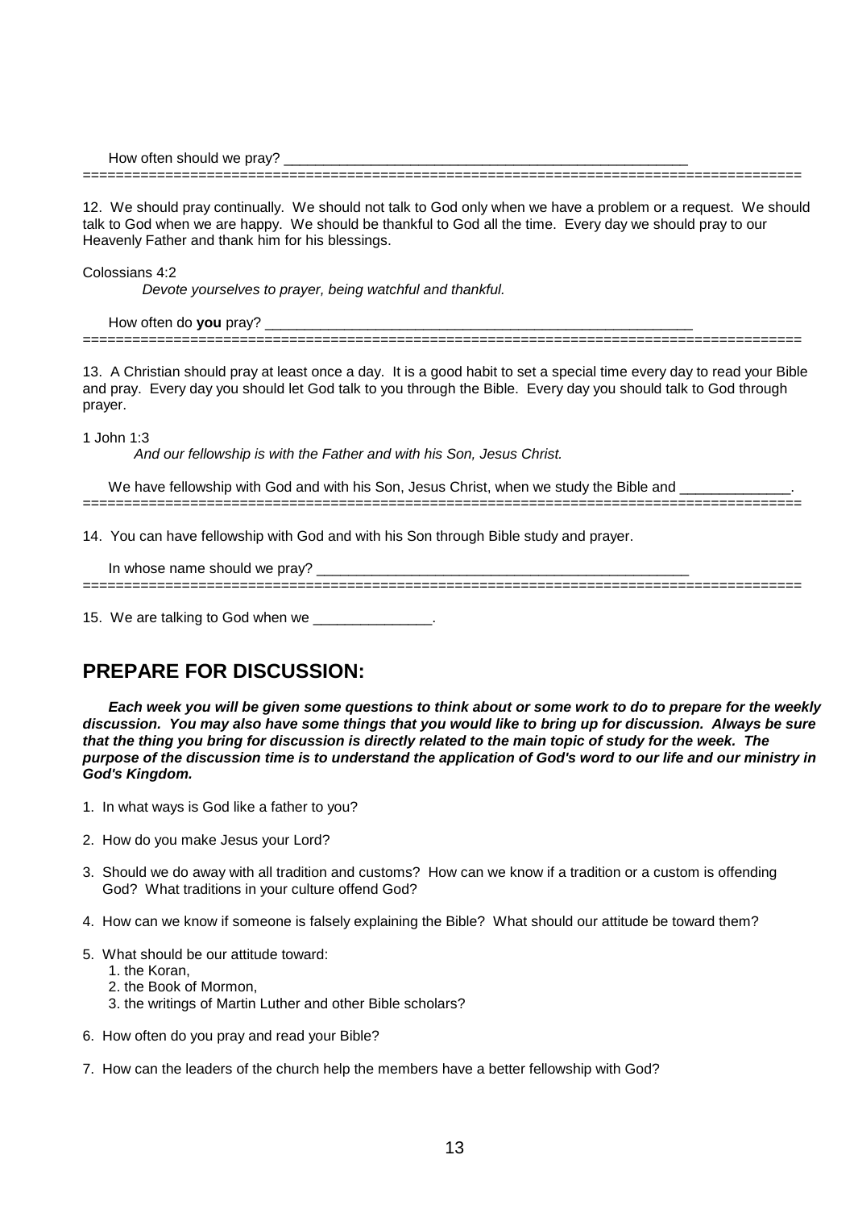How often should we pray? ____________________________________________________

==================================================================================

12. We should pray continually. We should not talk to God only when we have a problem or a request. We should talk to God when we are happy. We should be thankful to God all the time. Every day we should pray to our Heavenly Father and thank him for his blessings.

Colossians 4:2

*Devote yourselves to prayer, being watchful and thankful.*

How often do **you** pray? ______________________________________________________

==================================================================================

13. A Christian should pray at least once a day. It is a good habit to set a special time every day to read your Bible and pray. Every day you should let God talk to you through the Bible. Every day you should talk to God through prayer.

1 John 1:3

*And our fellowship is with the Father and with his Son, Jesus Christ.*

We have fellowship with God and with his Son, Jesus Christ, when we study the Bible and ______________.

==================================================================================

14. You can have fellowship with God and with his Son through Bible study and prayer.

In whose name should we pray? ________________________________________________

==================================================================================

15. We are talking to God when we _______________.

## PREPARE FOR DISCUSSION:

***Each week you will be given some questions to think about or some work to do to prepare for the weekly discussion. You may also have some things that you would like to bring up for discussion. Always be sure that the thing you bring for discussion is directly related to the main topic of study for the week. The purpose of the discussion time is to understand the application of God's word to our life and our ministry in God's Kingdom.***

1. In what ways is God like a father to you?
2. How do you make Jesus your Lord?
3. Should we do away with all tradition and customs? How can we know if a tradition or a custom is offending God? What traditions in your culture offend God?
4. How can we know if someone is falsely explaining the Bible? What should our attitude be toward them?
5. What should be our attitude toward:
   1. the Koran,
   2. the Book of Mormon,
   3. the writings of Martin Luther and other Bible scholars?
6. How often do you pray and read your Bible?
7. How can the leaders of the church help the members have a better fellowship with God?